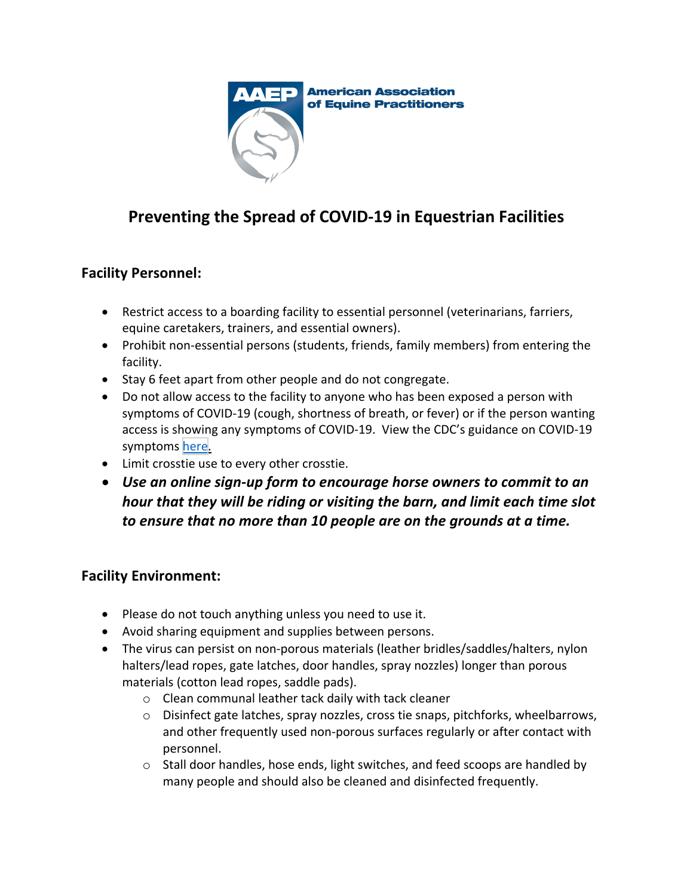American Association of Equine Practitioners

# Preventing the Spread of COVID-19 in Equestrian Facilities

## Facility Personnel:

- Restrict access to a boarding facility to essential personnel (veterinarians, farriers, equine caretakers, trainers, and essential owners).
- Prohibit non-essential persons (students, friends, family members) from entering the facility.
- Stay 6 feet apart from other people and do not congregate.
- Do not allow access to the facility to anyone who has been exposed a person with symptoms of COVID-19 (cough, shortness of breath, or fever) or if the person wanting access is showing any symptoms of COVID-19. View the CDC's guidance on COVID-19 symptoms here.
- Limit crosstie use to every other crosstie.
- ***Use an online sign-up form to encourage horse owners to commit to an hour that they will be riding or visiting the barn, and limit each time slot to ensure that no more than 10 people are on the grounds at a time.***

## Facility Environment:

- Please do not touch anything unless you need to use it.
- Avoid sharing equipment and supplies between persons.
- The virus can persist on non-porous materials (leather bridles/saddles/halters, nylon halters/lead ropes, gate latches, door handles, spray nozzles) longer than porous materials (cotton lead ropes, saddle pads).
    - Clean communal leather tack daily with tack cleaner
    - Disinfect gate latches, spray nozzles, cross tie snaps, pitchforks, wheelbarrows, and other frequently used non-porous surfaces regularly or after contact with personnel.
    - Stall door handles, hose ends, light switches, and feed scoops are handled by many people and should also be cleaned and disinfected frequently.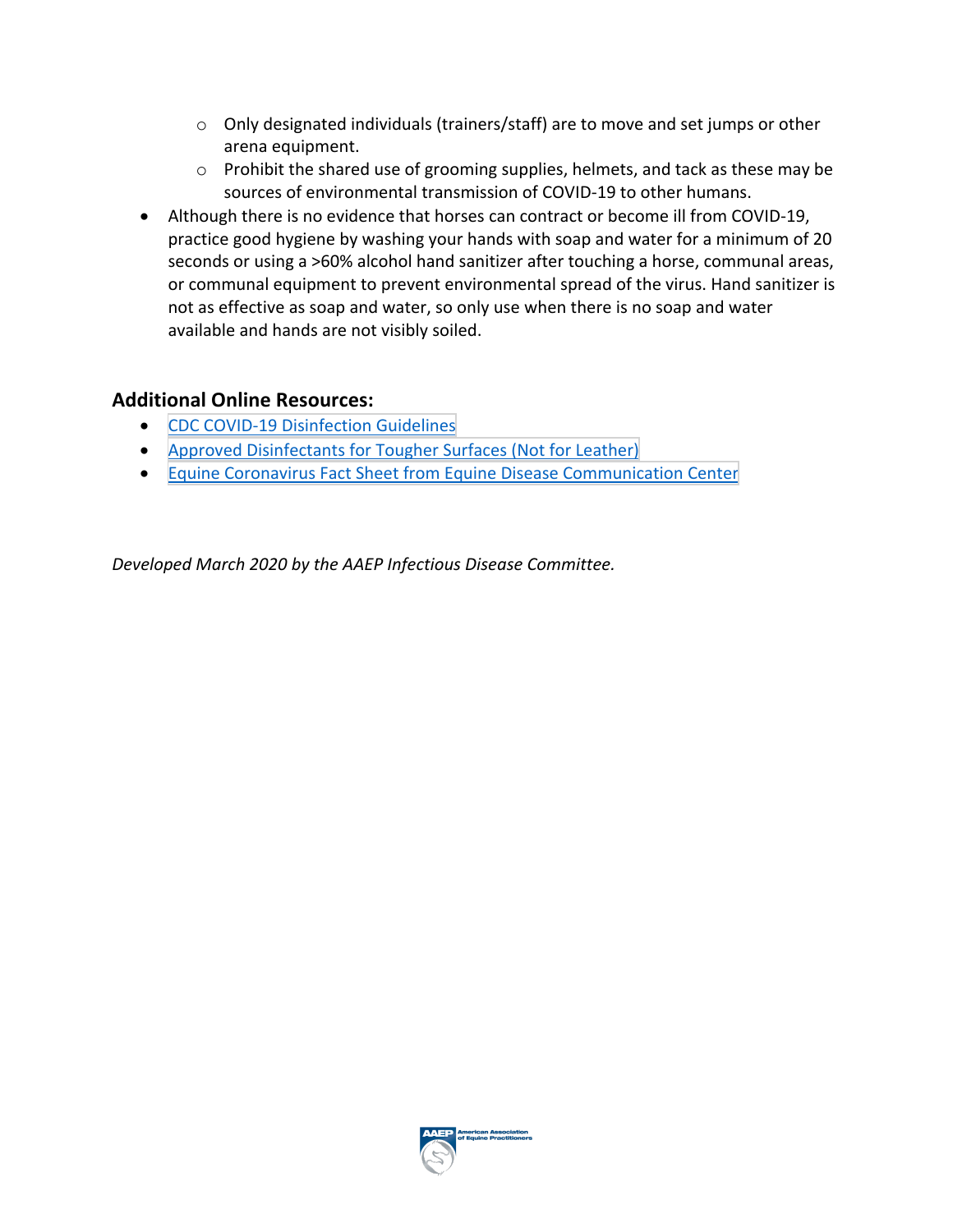- Only designated individuals (trainers/staff) are to move and set jumps or other arena equipment.
  - Prohibit the shared use of grooming supplies, helmets, and tack as these may be sources of environmental transmission of COVID-19 to other humans.
- Although there is no evidence that horses can contract or become ill from COVID-19, practice good hygiene by washing your hands with soap and water for a minimum of 20 seconds or using a >60% alcohol hand sanitizer after touching a horse, communal areas, or communal equipment to prevent environmental spread of the virus. Hand sanitizer is not as effective as soap and water, so only use when there is no soap and water available and hands are not visibly soiled.

## Additional Online Resources:

- CDC COVID-19 Disinfection Guidelines
- Approved Disinfectants for Tougher Surfaces (Not for Leather)
- Equine Coronavirus Fact Sheet from Equine Disease Communication Center

*Developed March 2020 by the AAEP Infectious Disease Committee.*